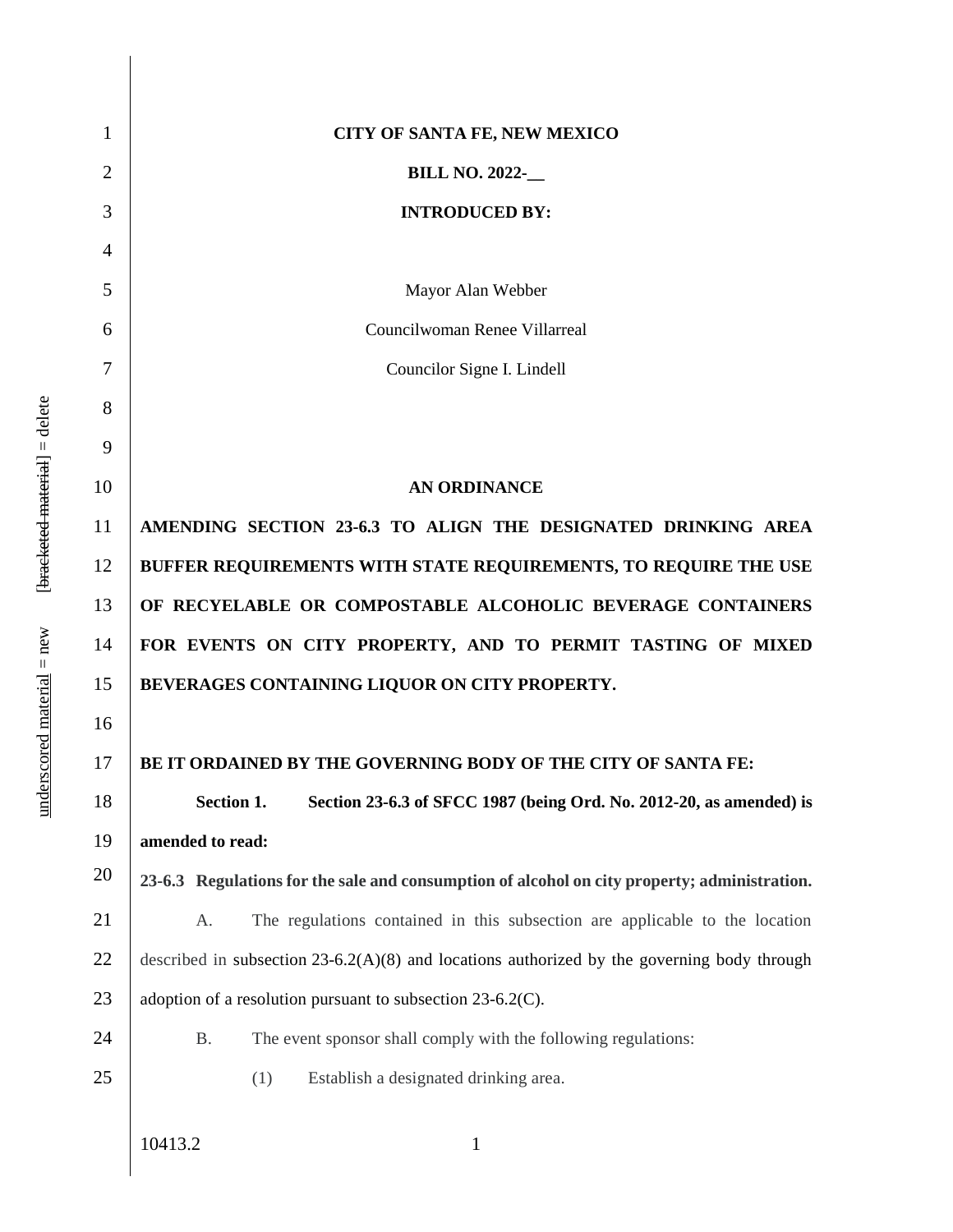**CITY OF SANTA FE, NEW MEXICO**

**BILL NO. 2022-__**

**INTRODUCED BY:**

Mayor Alan Webber

Councilwoman Renee Villarreal

Councilor Signe I. Lindell

**AN ORDINANCE**

**AMENDING SECTION 23-6.3 TO ALIGN THE DESIGNATED DRINKING AREA BUFFER REQUIREMENTS WITH STATE REQUIREMENTS, TO REQUIRE THE USE OF RECYELABLE OR COMPOSTABLE ALCOHOLIC BEVERAGE CONTAINERS FOR EVENTS ON CITY PROPERTY, AND TO PERMIT TASTING OF MIXED BEVERAGES CONTAINING LIQUOR ON CITY PROPERTY.**

**BE IT ORDAINED BY THE GOVERNING BODY OF THE CITY OF SANTA FE:**

**Section 1. Section 23-6.3 of SFCC 1987 (being Ord. No. 2012-20, as amended) is amended to read:**

**23-6.3 Regulations for the sale and consumption of alcohol on city property; administration.**

A. The regulations contained in this subsection are applicable to the location described in subsection 23-6.2(A)(8) and locations authorized by the governing body through adoption of a resolution pursuant to subsection 23-6.2(C).

B. The event sponsor shall comply with the following regulations:

(1) Establish a designated drinking area.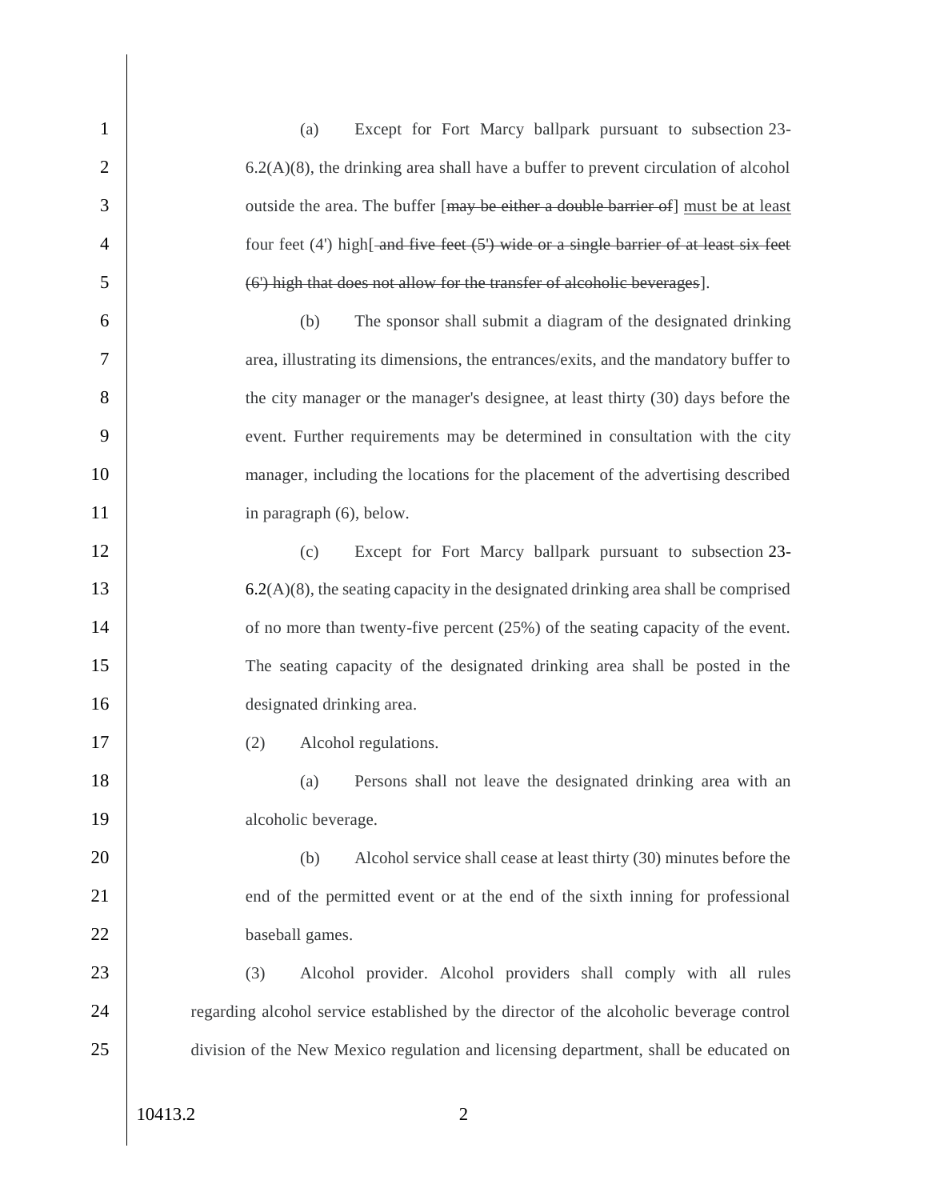(a) Except for Fort Marcy ballpark pursuant to subsection 23-6.2(A)(8), the drinking area shall have a buffer to prevent circulation of alcohol outside the area. The buffer [~~may be either a double barrier of~~] <u>must be at least</u> four feet (4') high[~~ and five feet (5') wide or a single barrier of at least six feet (6') high that does not allow for the transfer of alcoholic beverages~~].

(b) The sponsor shall submit a diagram of the designated drinking area, illustrating its dimensions, the entrances/exits, and the mandatory buffer to the city manager or the manager's designee, at least thirty (30) days before the event. Further requirements may be determined in consultation with the city manager, including the locations for the placement of the advertising described in paragraph (6), below.

(c) Except for Fort Marcy ballpark pursuant to subsection 23-6.2(A)(8), the seating capacity in the designated drinking area shall be comprised of no more than twenty-five percent (25%) of the seating capacity of the event. The seating capacity of the designated drinking area shall be posted in the designated drinking area.

(2) Alcohol regulations.

(a) Persons shall not leave the designated drinking area with an alcoholic beverage.

(b) Alcohol service shall cease at least thirty (30) minutes before the end of the permitted event or at the end of the sixth inning for professional baseball games.

(3) Alcohol provider. Alcohol providers shall comply with all rules regarding alcohol service established by the director of the alcoholic beverage control division of the New Mexico regulation and licensing department, shall be educated on

10413.2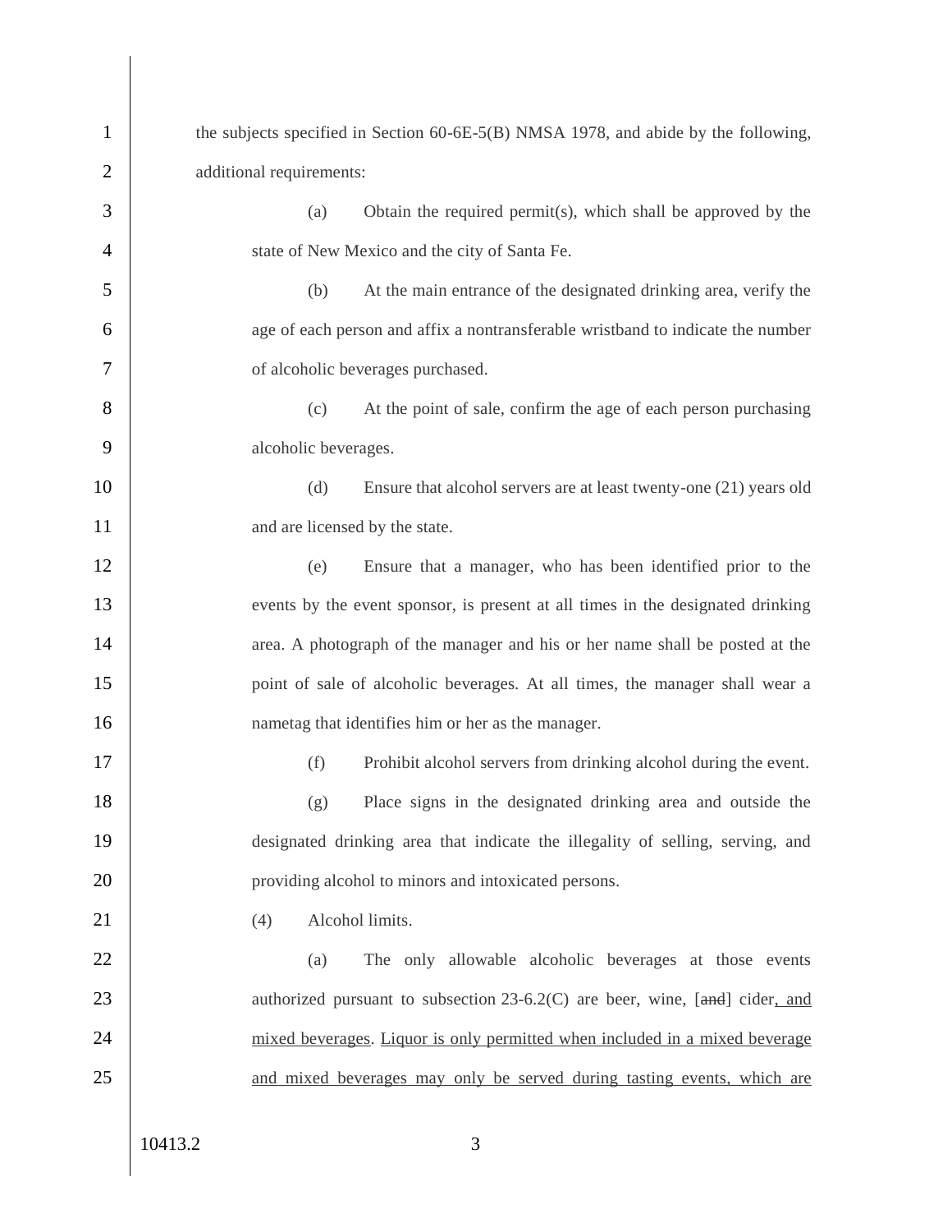the subjects specified in Section 60-6E-5(B) NMSA 1978, and abide by the following, additional requirements:

(a) Obtain the required permit(s), which shall be approved by the state of New Mexico and the city of Santa Fe.

(b) At the main entrance of the designated drinking area, verify the age of each person and affix a nontransferable wristband to indicate the number of alcoholic beverages purchased.

(c) At the point of sale, confirm the age of each person purchasing alcoholic beverages.

(d) Ensure that alcohol servers are at least twenty-one (21) years old and are licensed by the state.

(e) Ensure that a manager, who has been identified prior to the events by the event sponsor, is present at all times in the designated drinking area. A photograph of the manager and his or her name shall be posted at the point of sale of alcoholic beverages. At all times, the manager shall wear a nametag that identifies him or her as the manager.

(f) Prohibit alcohol servers from drinking alcohol during the event.

(g) Place signs in the designated drinking area and outside the designated drinking area that indicate the illegality of selling, serving, and providing alcohol to minors and intoxicated persons.

(4) Alcohol limits.

(a) The only allowable alcoholic beverages at those events authorized pursuant to subsection 23-6.2(C) are beer, wine, [~~and~~] cider<u>, and mixed beverages</u>. <u>Liquor is only permitted when included in a mixed beverage and mixed beverages may only be served during tasting events, which are</u>

10413.2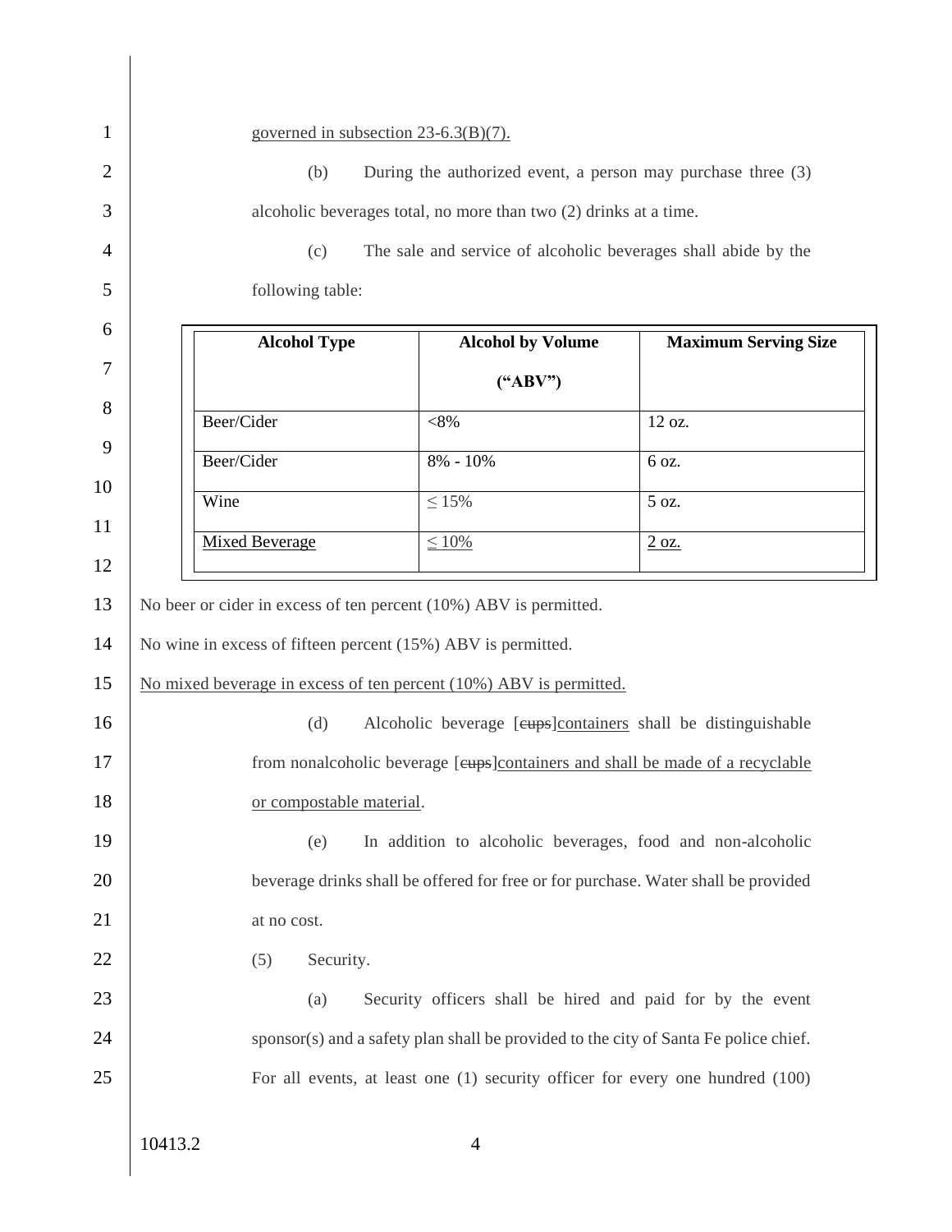governed in subsection 23-6.3(B)(7).

(b) During the authorized event, a person may purchase three (3) alcoholic beverages total, no more than two (2) drinks at a time.

(c) The sale and service of alcoholic beverages shall abide by the following table:

| **Alcohol Type** | **Alcohol by Volume ("ABV")** | **Maximum Serving Size** |
|---|---|---|
| Beer/Cider | <8% | 12 oz. |
| Beer/Cider | 8% - 10% | 6 oz. |
| Wine | ≤ 15% | 5 oz. |
| Mixed Beverage | ≤ 10% | 2 oz. |

No beer or cider in excess of ten percent (10%) ABV is permitted.

No wine in excess of fifteen percent (15%) ABV is permitted.

No mixed beverage in excess of ten percent (10%) ABV is permitted.

(d) Alcoholic beverage [~~cups~~]containers shall be distinguishable from nonalcoholic beverage [~~cups~~]containers and shall be made of a recyclable or compostable material.

(e) In addition to alcoholic beverages, food and non-alcoholic beverage drinks shall be offered for free or for purchase. Water shall be provided at no cost.

(5) Security.

(a) Security officers shall be hired and paid for by the event sponsor(s) and a safety plan shall be provided to the city of Santa Fe police chief. For all events, at least one (1) security officer for every one hundred (100)

10413.2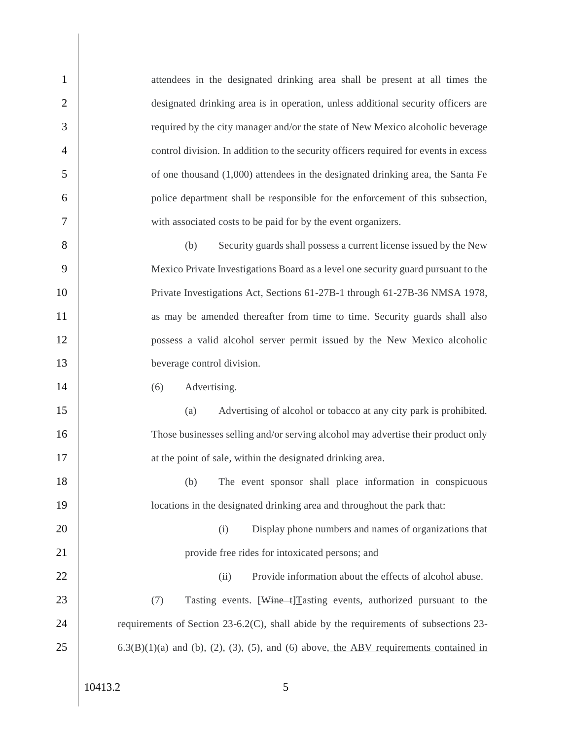attendees in the designated drinking area shall be present at all times the designated drinking area is in operation, unless additional security officers are required by the city manager and/or the state of New Mexico alcoholic beverage control division. In addition to the security officers required for events in excess of one thousand (1,000) attendees in the designated drinking area, the Santa Fe police department shall be responsible for the enforcement of this subsection, with associated costs to be paid for by the event organizers.

(b) Security guards shall possess a current license issued by the New Mexico Private Investigations Board as a level one security guard pursuant to the Private Investigations Act, Sections 61-27B-1 through 61-27B-36 NMSA 1978, as may be amended thereafter from time to time. Security guards shall also possess a valid alcohol server permit issued by the New Mexico alcoholic beverage control division.

(6) Advertising.

(a) Advertising of alcohol or tobacco at any city park is prohibited. Those businesses selling and/or serving alcohol may advertise their product only at the point of sale, within the designated drinking area.

(b) The event sponsor shall place information in conspicuous locations in the designated drinking area and throughout the park that:

(i) Display phone numbers and names of organizations that provide free rides for intoxicated persons; and

(ii) Provide information about the effects of alcohol abuse.

(7) Tasting events. [~~Wine t~~]<u>T</u>asting events, authorized pursuant to the requirements of Section 23-6.2(C), shall abide by the requirements of subsections 23-6.3(B)(1)(a) and (b), (2), (3), (5), and (6) above<u>, the ABV requirements contained in</u>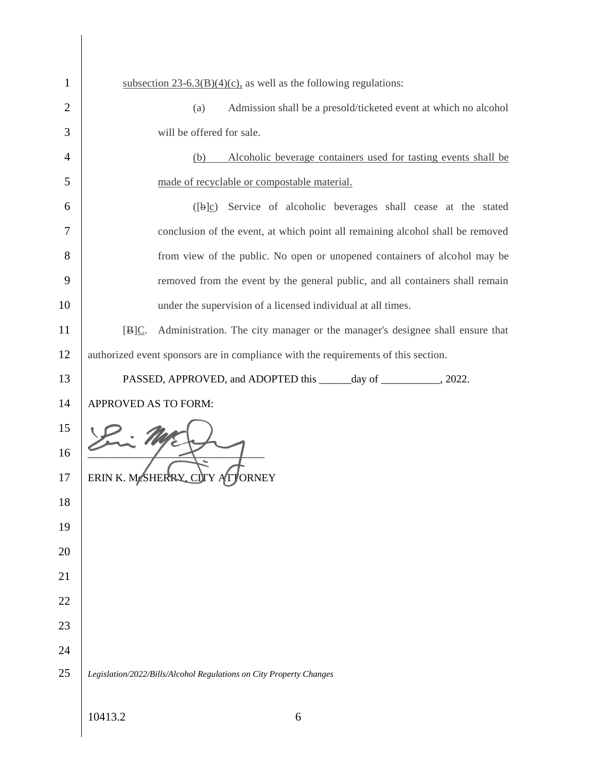subsection 23-6.3(B)(4)(c), as well as the following regulations:

(a) Admission shall be a presold/ticketed event at which no alcohol will be offered for sale.

(b) Alcoholic beverage containers used for tasting events shall be made of recyclable or compostable material.

([b]c) Service of alcoholic beverages shall cease at the stated conclusion of the event, at which point all remaining alcohol shall be removed from view of the public. No open or unopened containers of alcohol may be removed from the event by the general public, and all containers shall remain under the supervision of a licensed individual at all times.

[B]C. Administration. The city manager or the manager's designee shall ensure that authorized event sponsors are in compliance with the requirements of this section.

PASSED, APPROVED, and ADOPTED this ______day of ___________, 2022.

APPROVED AS TO FORM:

_______________________________

ERIN K. McSHERRY, CITY ATTORNEY

*Legislation/2022/Bills/Alcohol Regulations on City Property Changes*

10413.2